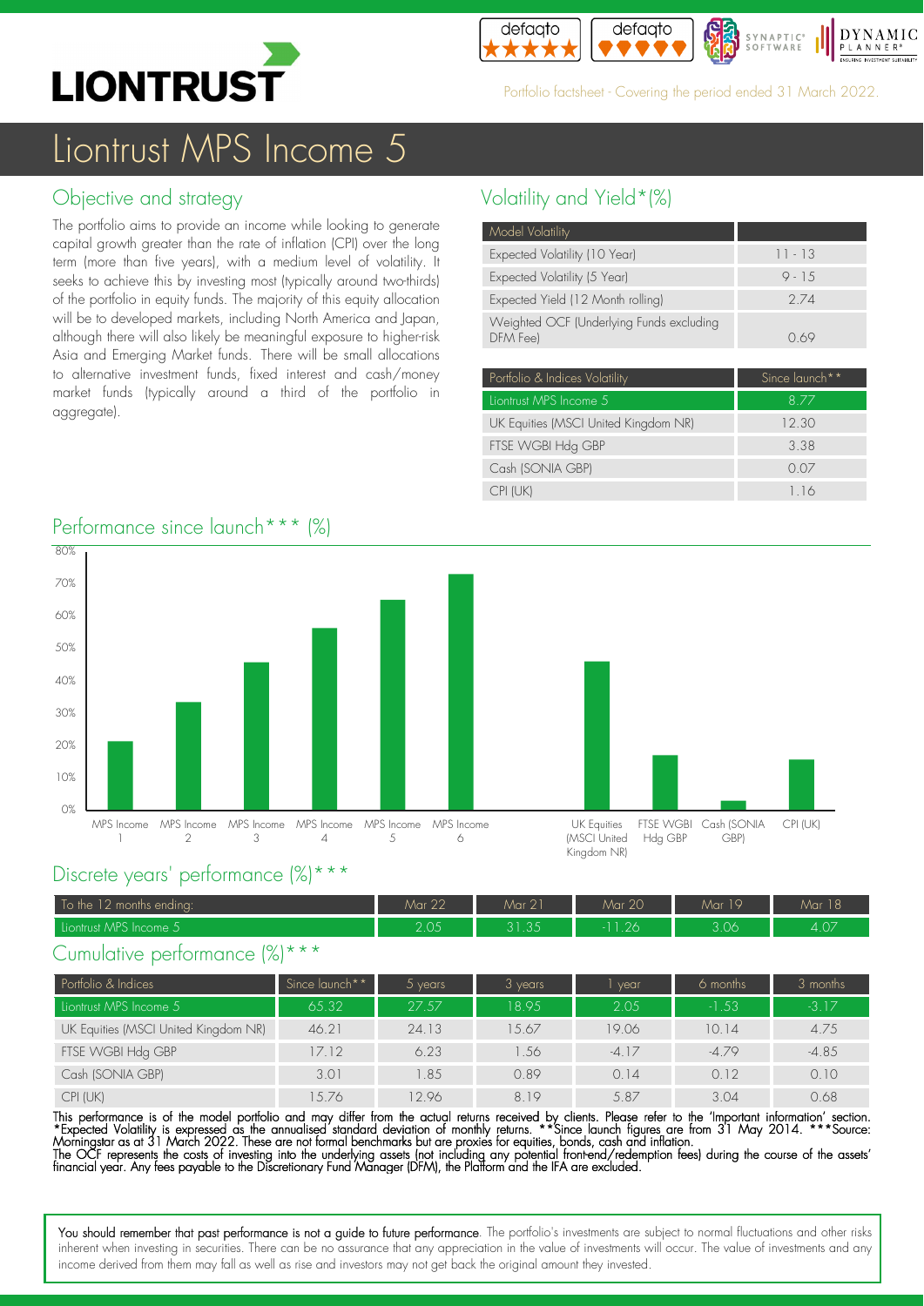# Liontrust MPS Income 5

Portfolio factsheet - Covering the period ended 31 March 2022.

## Objective and strategy

The portfolio aims to provide an income while looking to generate capital growth greater than the rate of inflation (CPI) over the long term (more than five years), with a medium level of volatility. It seeks to achieve this by investing most (typically around two-thirds) of the portfolio in equity funds. The majority of this equity allocation will be to developed markets, including North America and Japan, although there will also likely be meaningful exposure to higher-risk Asia and Emerging Market funds. There will be small allocations to alternative investment funds, fixed interest and cash/money market funds (typically around a third of the portfolio in aggregate).

## Volatility and Yield*(%)

| Model Volatility | |
|---|---|
| Expected Volatility (10 Year) | 11 - 13 |
| Expected Volatility (5 Year) | 9 - 15 |
| Expected Yield (12 Month rolling) | 2.74 |
| Weighted OCF (Underlying Funds excluding DFM Fee) | 0.69 |

| Portfolio & Indices Volatility | Since launch** |
|---|---|
| Liontrust MPS Income 5 | 8.77 |
| UK Equities (MSCI United Kingdom NR) | 12.30 |
| FTSE WGBI Hdg GBP | 3.38 |
| Cash (SONIA GBP) | 0.07 |
| CPI (UK) | 1.16 |

## Performance since launch*** (%)

## Discrete years' performance (%)***

| To the 12 months ending: | Mar 22 | Mar 21 | Mar 20 | Mar 19 | Mar 18 |
|---|---|---|---|---|---|
| Liontrust MPS Income 5 | 2.05 | 31.35 | -11.26 | 3.06 | 4.07 |

## Cumulative performance (%)***

| Portfolio & Indices | Since launch** | 5 years | 3 years | 1 year | 6 months | 3 months |
|---|---|---|---|---|---|---|
| Liontrust MPS Income 5 | 65.32 | 27.57 | 18.95 | 2.05 | -1.53 | -3.17 |
| UK Equities (MSCI United Kingdom NR) | 46.21 | 24.13 | 15.67 | 19.06 | 10.14 | 4.75 |
| FTSE WGBI Hdg GBP | 17.12 | 6.23 | 1.56 | -4.17 | -4.79 | -4.85 |
| Cash (SONIA GBP) | 3.01 | 1.85 | 0.89 | 0.14 | 0.12 | 0.10 |
| CPI (UK) | 15.76 | 12.96 | 8.19 | 5.87 | 3.04 | 0.68 |

This performance is of the model portfolio and may differ from the actual returns received by clients. Please refer to the 'Important information' section. *Expected Volatility is expressed as the annualised standard deviation of monthly returns. **Since launch figures are from 31 May 2014. ***Source: Morningstar as at 31 March 2022. These are not formal benchmarks but are proxies for equities, bonds, cash and inflation.
The OCF represents the costs of investing into the underlying assets (not including any potential front-end/redemption fees) during the course of the assets' financial year. Any fees payable to the Discretionary Fund Manager (DFM), the Platform and the IFA are excluded.

You should remember that past performance is not a guide to future performance. The portfolio's investments are subject to normal fluctuations and other risks inherent when investing in securities. There can be no assurance that any appreciation in the value of investments will occur. The value of investments and any income derived from them may fall as well as rise and investors may not get back the original amount they invested.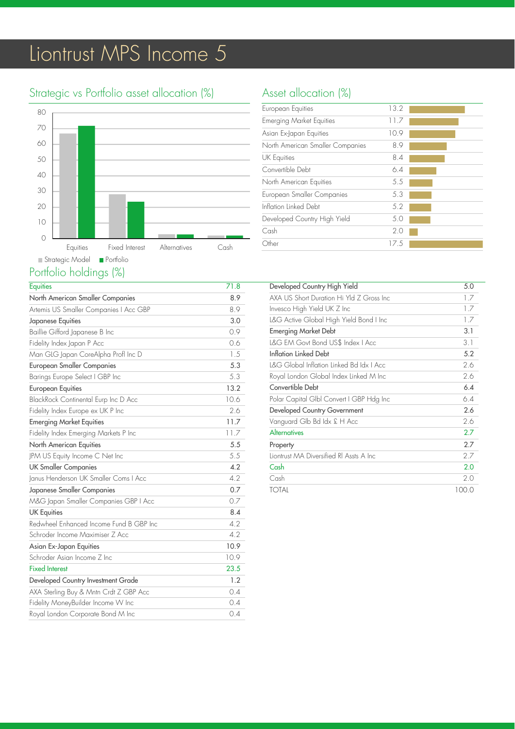# Liontrust MPS Income 5

## Strategic vs Portfolio asset allocation (%)

Strategic Model / Portfolio

Categories: Equities, Fixed Interest, Alternatives, Cash

## Asset allocation (%)

| Asset | % |
|---|---|
| European Equities | 13.2 |
| Emerging Market Equities | 11.7 |
| Asian Ex-Japan Equities | 10.9 |
| North American Smaller Companies | 8.9 |
| UK Equities | 8.4 |
| Convertible Debt | 6.4 |
| North American Equities | 5.5 |
| European Smaller Companies | 5.3 |
| Inflation Linked Debt | 5.2 |
| Developed Country High Yield | 5.0 |
| Cash | 2.0 |
| Other | 17.5 |

## Portfolio holdings (%)

| Holding | % |
|---|---|
| Equities | 71.8 |
| North American Smaller Companies | 8.9 |
| Artemis US Smaller Companies I Acc GBP | 8.9 |
| Japanese Equities | 3.0 |
| Baillie Gifford Japanese B Inc | 0.9 |
| Fidelity Index Japan P Acc | 0.6 |
| Man GLG Japan CoreAlpha Profl Inc D | 1.5 |
| European Smaller Companies | 5.3 |
| Barings Europe Select I GBP Inc | 5.3 |
| European Equities | 13.2 |
| BlackRock Continental Eurp Inc D Acc | 10.6 |
| Fidelity Index Europe ex UK P Inc | 2.6 |
| Emerging Market Equities | 11.7 |
| Fidelity Index Emerging Markets P Inc | 11.7 |
| North American Equities | 5.5 |
| JPM US Equity Income C Net Inc | 5.5 |
| UK Smaller Companies | 4.2 |
| Janus Henderson UK Smaller Coms I Acc | 4.2 |
| Japanese Smaller Companies | 0.7 |
| M&G Japan Smaller Companies GBP I Acc | 0.7 |
| UK Equities | 8.4 |
| Redwheel Enhanced Income Fund B GBP Inc | 4.2 |
| Schroder Income Maximiser Z Acc | 4.2 |
| Asian Ex-Japan Equities | 10.9 |
| Schroder Asian Income Z Inc | 10.9 |
| Fixed Interest | 23.5 |
| Developed Country Investment Grade | 1.2 |
| AXA Sterling Buy & Mntn Crdt Z GBP Acc | 0.4 |
| Fidelity MoneyBuilder Income W Inc | 0.4 |
| Royal London Corporate Bond M Inc | 0.4 |
| Developed Country High Yield | 5.0 |
| AXA US Short Duration Hi Yld Z Gross Inc | 1.7 |
| Invesco High Yield UK Z Inc | 1.7 |
| L&G Active Global High Yield Bond I Inc | 1.7 |
| Emerging Market Debt | 3.1 |
| L&G EM Govt Bond US$ Index I Acc | 3.1 |
| Inflation Linked Debt | 5.2 |
| L&G Global Inflation Linked Bd Idx I Acc | 2.6 |
| Royal London Global Index Linked M Inc | 2.6 |
| Convertible Debt | 6.4 |
| Polar Capital Glbl Convert I GBP Hdg Inc | 6.4 |
| Developed Country Government | 2.6 |
| Vanguard Glb Bd Idx £ H Acc | 2.6 |
| Alternatives | 2.7 |
| Property | 2.7 |
| Liontrust MA Diversified Rl Assts A Inc | 2.7 |
| Cash | 2.0 |
| Cash | 2.0 |
| TOTAL | 100.0 |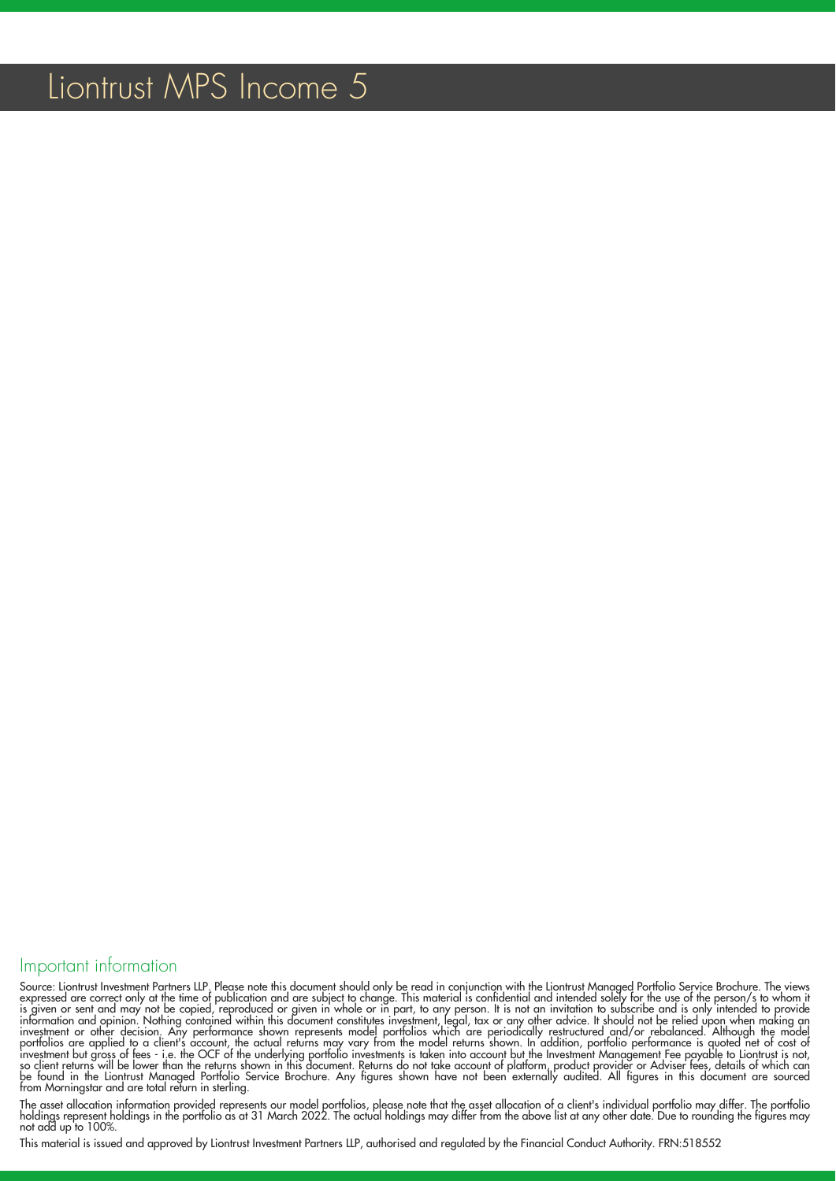# Liontrust MPS Income 5

## Important information

Source: Liontrust Investment Partners LLP. Please note this document should only be read in conjunction with the Liontrust Managed Portfolio Service Brochure. The views expressed are correct only at the time of publication and are subject to change. This material is confidential and intended solely for the use of the person/s to whom it is given or sent and may not be copied, reproduced or given in whole or in part, to any person. It is not an invitation to subscribe and is only intended to provide information and opinion. Nothing contained within this document constitutes investment, legal, tax or any other advice. It should not be relied upon when making an investment or other decision. Any performance shown represents model portfolios which are periodically restructured and/or rebalanced. Although the model portfolios are applied to a client's account, the actual returns may vary from the model returns shown. In addition, portfolio performance is quoted net of cost of investment but gross of fees - i.e. the OCF of the underlying portfolio investments is taken into account but the Investment Management Fee payable to Liontrust is not, so client returns will be lower than the returns shown in this document. Returns do not take account of platform, product provider or Adviser fees, details of which can be found in the Liontrust Managed Portfolio Service Brochure. Any figures shown have not been externally audited. All figures in this document are sourced from Morningstar and are total return in sterling.

The asset allocation information provided represents our model portfolios, please note that the asset allocation of a client's individual portfolio may differ. The portfolio holdings represent holdings in the portfolio as at 31 March 2022. The actual holdings may differ from the above list at any other date. Due to rounding the figures may not add up to 100%.

This material is issued and approved by Liontrust Investment Partners LLP, authorised and regulated by the Financial Conduct Authority. FRN:518552